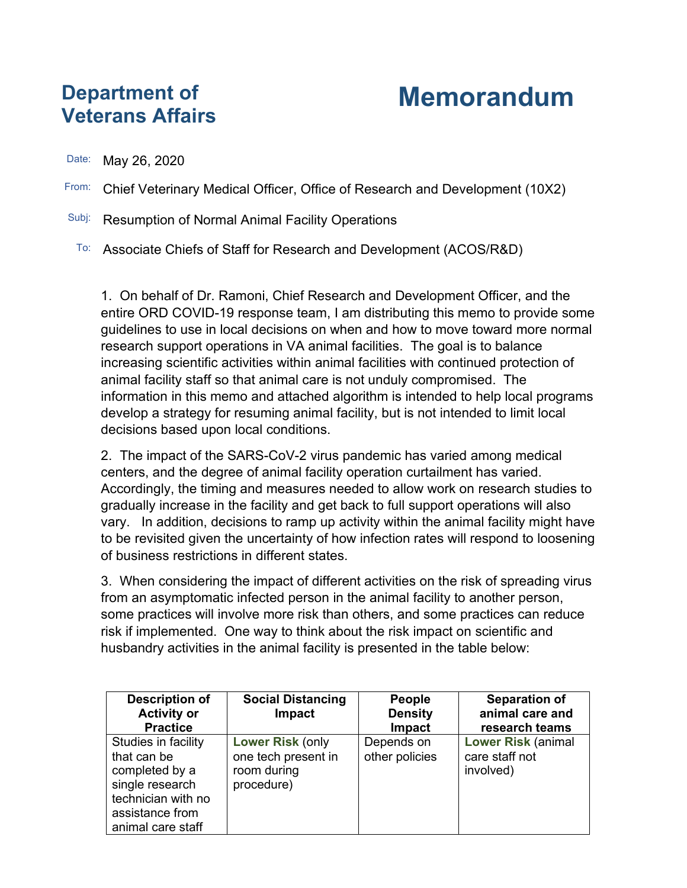# Department of Veterans Affairs

# Memorandum

Date: May 26, 2020

From: Chief Veterinary Medical Officer, Office of Research and Development (10X2)

Subj: Resumption of Normal Animal Facility Operations

To: Associate Chiefs of Staff for Research and Development (ACOS/R&D)

1. On behalf of Dr. Ramoni, Chief Research and Development Officer, and the entire ORD COVID-19 response team, I am distributing this memo to provide some guidelines to use in local decisions on when and how to move toward more normal research support operations in VA animal facilities. The goal is to balance increasing scientific activities within animal facilities with continued protection of animal facility staff so that animal care is not unduly compromised. The information in this memo and attached algorithm is intended to help local programs develop a strategy for resuming animal facility, but is not intended to limit local decisions based upon local conditions.

2. The impact of the SARS-CoV-2 virus pandemic has varied among medical centers, and the degree of animal facility operation curtailment has varied. Accordingly, the timing and measures needed to allow work on research studies to gradually increase in the facility and get back to full support operations will also vary. In addition, decisions to ramp up activity within the animal facility might have to be revisited given the uncertainty of how infection rates will respond to loosening of business restrictions in different states.

3. When considering the impact of different activities on the risk of spreading virus from an asymptomatic infected person in the animal facility to another person, some practices will involve more risk than others, and some practices can reduce risk if implemented. One way to think about the risk impact on scientific and husbandry activities in the animal facility is presented in the table below:

| Description of Activity or Practice | Social Distancing Impact | People Density Impact | Separation of animal care and research teams |
|---|---|---|---|
| Studies in facility that can be completed by a single research technician with no assistance from animal care staff | **Lower Risk** (only one tech present in room during procedure) | Depends on other policies | **Lower Risk** (animal care staff not involved) |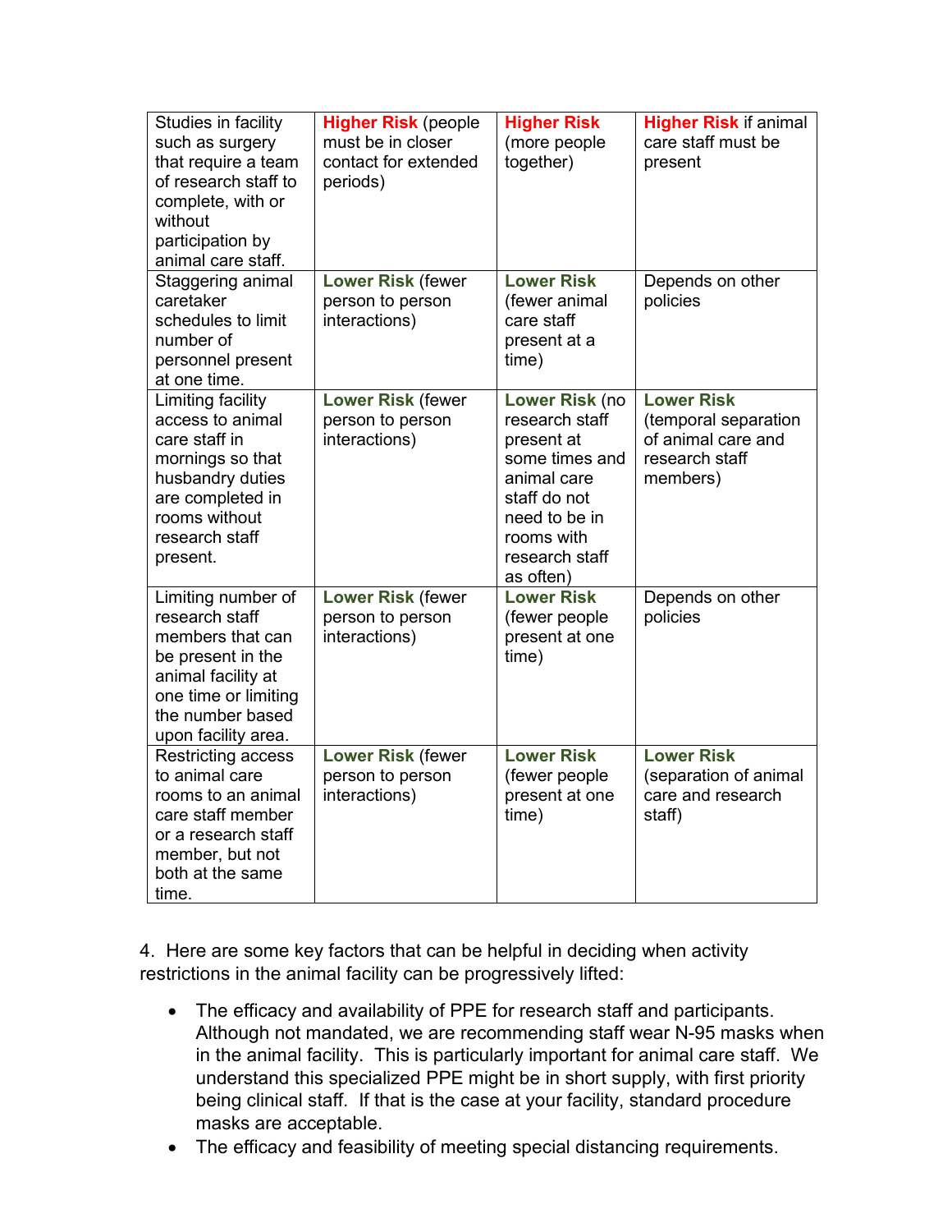| Studies in facility such as surgery that require a team of research staff to complete, with or without participation by animal care staff. | **Higher Risk** (people must be in closer contact for extended periods) | **Higher Risk** (more people together) | **Higher Risk** if animal care staff must be present |
|---|---|---|---|
| Staggering animal caretaker schedules to limit number of personnel present at one time. | **Lower Risk** (fewer person to person interactions) | **Lower Risk** (fewer animal care staff present at a time) | Depends on other policies |
| Limiting facility access to animal care staff in mornings so that husbandry duties are completed in rooms without research staff present. | **Lower Risk** (fewer person to person interactions) | **Lower Risk** (no research staff present at some times and animal care staff do not need to be in rooms with research staff as often) | **Lower Risk** (temporal separation of animal care and research staff members) |
| Limiting number of research staff members that can be present in the animal facility at one time or limiting the number based upon facility area. | **Lower Risk** (fewer person to person interactions) | **Lower Risk** (fewer people present at one time) | Depends on other policies |
| Restricting access to animal care rooms to an animal care staff member or a research staff member, but not both at the same time. | **Lower Risk** (fewer person to person interactions) | **Lower Risk** (fewer people present at one time) | **Lower Risk** (separation of animal care and research staff) |

4. Here are some key factors that can be helpful in deciding when activity restrictions in the animal facility can be progressively lifted:

- The efficacy and availability of PPE for research staff and participants. Although not mandated, we are recommending staff wear N-95 masks when in the animal facility. This is particularly important for animal care staff. We understand this specialized PPE might be in short supply, with first priority being clinical staff. If that is the case at your facility, standard procedure masks are acceptable.
- The efficacy and feasibility of meeting special distancing requirements.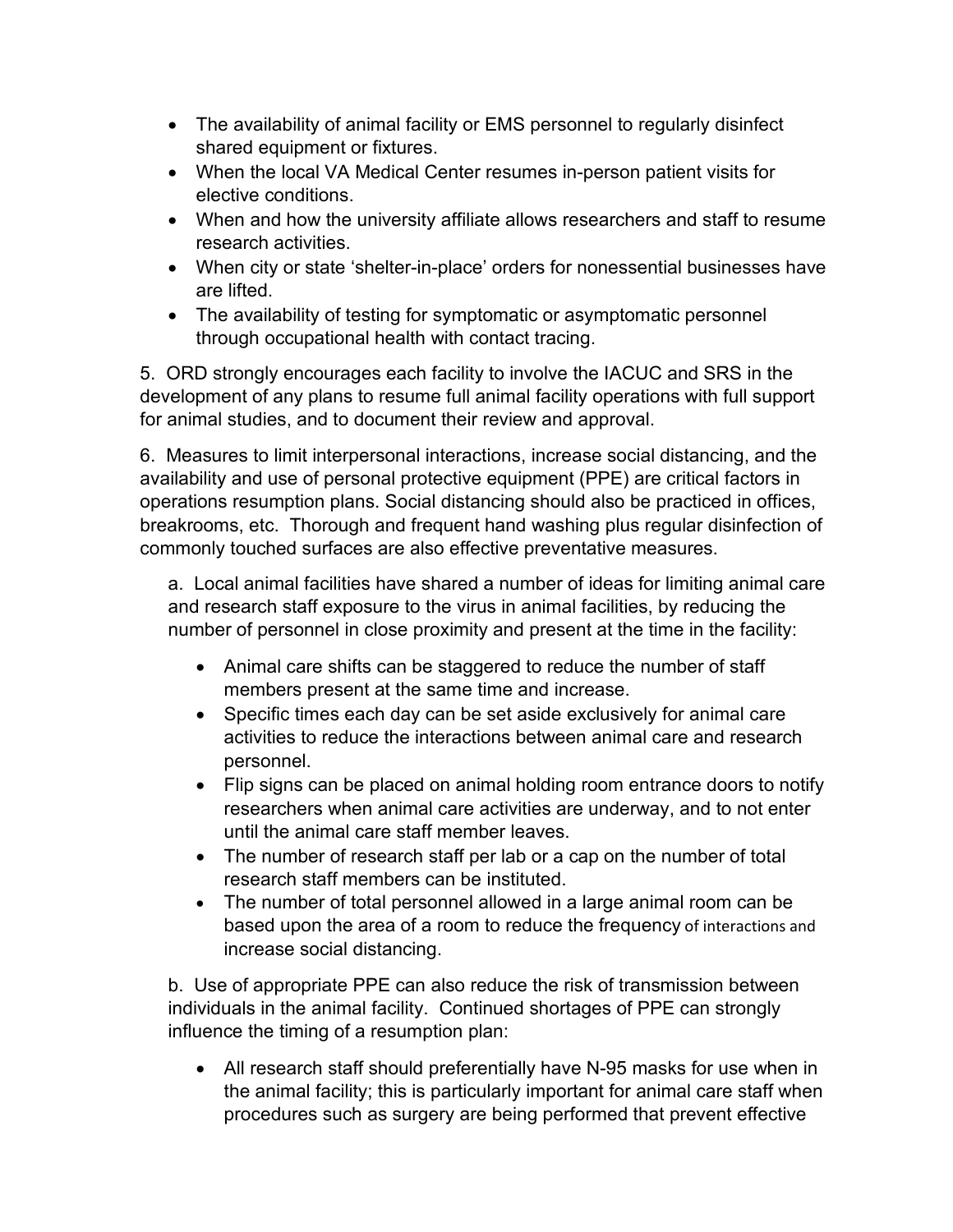- The availability of animal facility or EMS personnel to regularly disinfect shared equipment or fixtures.
- When the local VA Medical Center resumes in-person patient visits for elective conditions.
- When and how the university affiliate allows researchers and staff to resume research activities.
- When city or state 'shelter-in-place' orders for nonessential businesses have are lifted.
- The availability of testing for symptomatic or asymptomatic personnel through occupational health with contact tracing.

5. ORD strongly encourages each facility to involve the IACUC and SRS in the development of any plans to resume full animal facility operations with full support for animal studies, and to document their review and approval.

6. Measures to limit interpersonal interactions, increase social distancing, and the availability and use of personal protective equipment (PPE) are critical factors in operations resumption plans. Social distancing should also be practiced in offices, breakrooms, etc. Thorough and frequent hand washing plus regular disinfection of commonly touched surfaces are also effective preventative measures.

a. Local animal facilities have shared a number of ideas for limiting animal care and research staff exposure to the virus in animal facilities, by reducing the number of personnel in close proximity and present at the time in the facility:

- Animal care shifts can be staggered to reduce the number of staff members present at the same time and increase.
- Specific times each day can be set aside exclusively for animal care activities to reduce the interactions between animal care and research personnel.
- Flip signs can be placed on animal holding room entrance doors to notify researchers when animal care activities are underway, and to not enter until the animal care staff member leaves.
- The number of research staff per lab or a cap on the number of total research staff members can be instituted.
- The number of total personnel allowed in a large animal room can be based upon the area of a room to reduce the frequency of interactions and increase social distancing.

b. Use of appropriate PPE can also reduce the risk of transmission between individuals in the animal facility. Continued shortages of PPE can strongly influence the timing of a resumption plan:

- All research staff should preferentially have N-95 masks for use when in the animal facility; this is particularly important for animal care staff when procedures such as surgery are being performed that prevent effective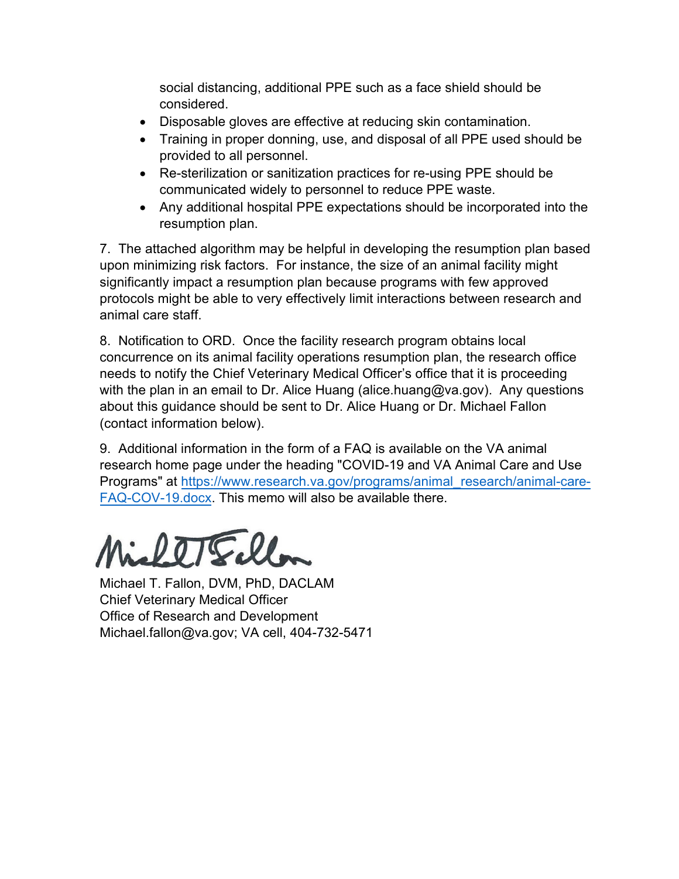social distancing, additional PPE such as a face shield should be considered.

- Disposable gloves are effective at reducing skin contamination.
- Training in proper donning, use, and disposal of all PPE used should be provided to all personnel.
- Re-sterilization or sanitization practices for re-using PPE should be communicated widely to personnel to reduce PPE waste.
- Any additional hospital PPE expectations should be incorporated into the resumption plan.

7. The attached algorithm may be helpful in developing the resumption plan based upon minimizing risk factors. For instance, the size of an animal facility might significantly impact a resumption plan because programs with few approved protocols might be able to very effectively limit interactions between research and animal care staff.

8. Notification to ORD. Once the facility research program obtains local concurrence on its animal facility operations resumption plan, the research office needs to notify the Chief Veterinary Medical Officer's office that it is proceeding with the plan in an email to Dr. Alice Huang (alice.huang@va.gov). Any questions about this guidance should be sent to Dr. Alice Huang or Dr. Michael Fallon (contact information below).

9. Additional information in the form of a FAQ is available on the VA animal research home page under the heading "COVID-19 and VA Animal Care and Use Programs" at [https://www.research.va.gov/programs/animal_research/animal-care-FAQ-COV-19.docx](https://www.research.va.gov/programs/animal_research/animal-care-FAQ-COV-19.docx). This memo will also be available there.

Michael T. Fallon, DVM, PhD, DACLAM
Chief Veterinary Medical Officer
Office of Research and Development
Michael.fallon@va.gov; VA cell, 404-732-5471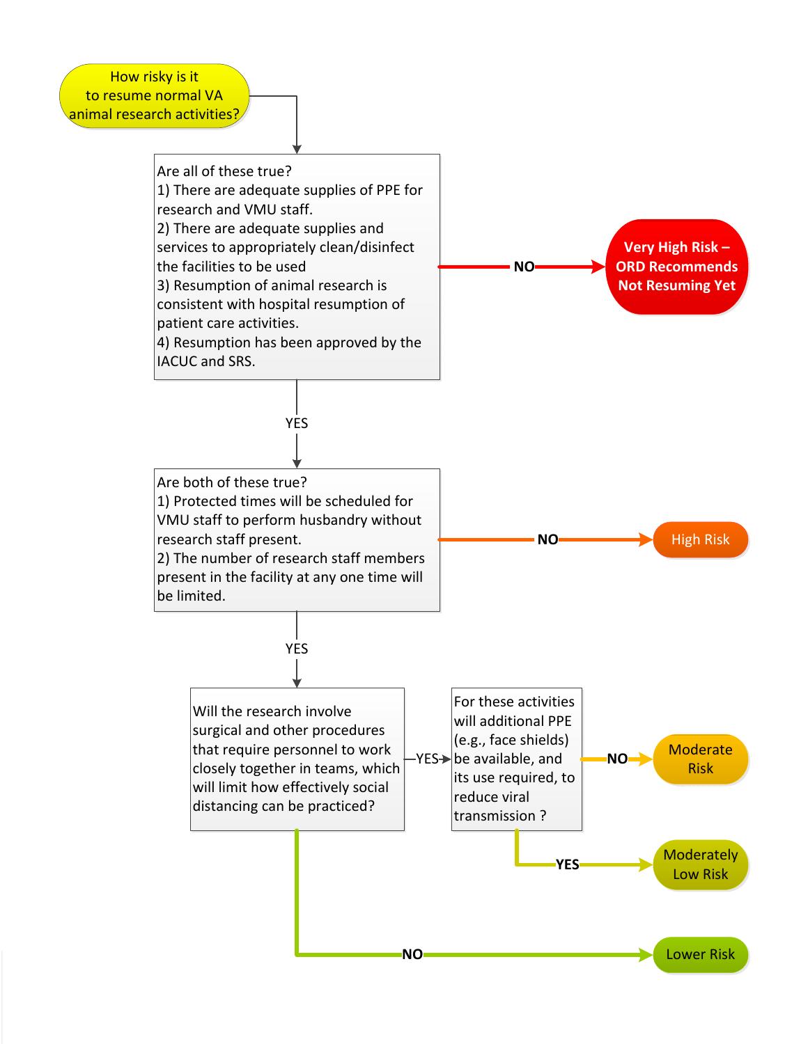How risky is it to resume normal VA animal research activities?

Are all of these true?
1) There are adequate supplies of PPE for research and VMU staff.
2) There are adequate supplies and services to appropriately clean/disinfect the facilities to be used
3) Resumption of animal research is consistent with hospital resumption of patient care activities.
4) Resumption has been approved by the IACUC and SRS.

NO

**Very High Risk – ORD Recommends Not Resuming Yet**

YES

Are both of these true?
1) Protected times will be scheduled for VMU staff to perform husbandry without research staff present.
2) The number of research staff members present in the facility at any one time will be limited.

NO

High Risk

YES

Will the research involve surgical and other procedures that require personnel to work closely together in teams, which will limit how effectively social distancing can be practiced?

YES

For these activities will additional PPE (e.g., face shields) be available, and its use required, to reduce viral transmission ?

NO

Moderate Risk

YES

Moderately Low Risk

NO

Lower Risk